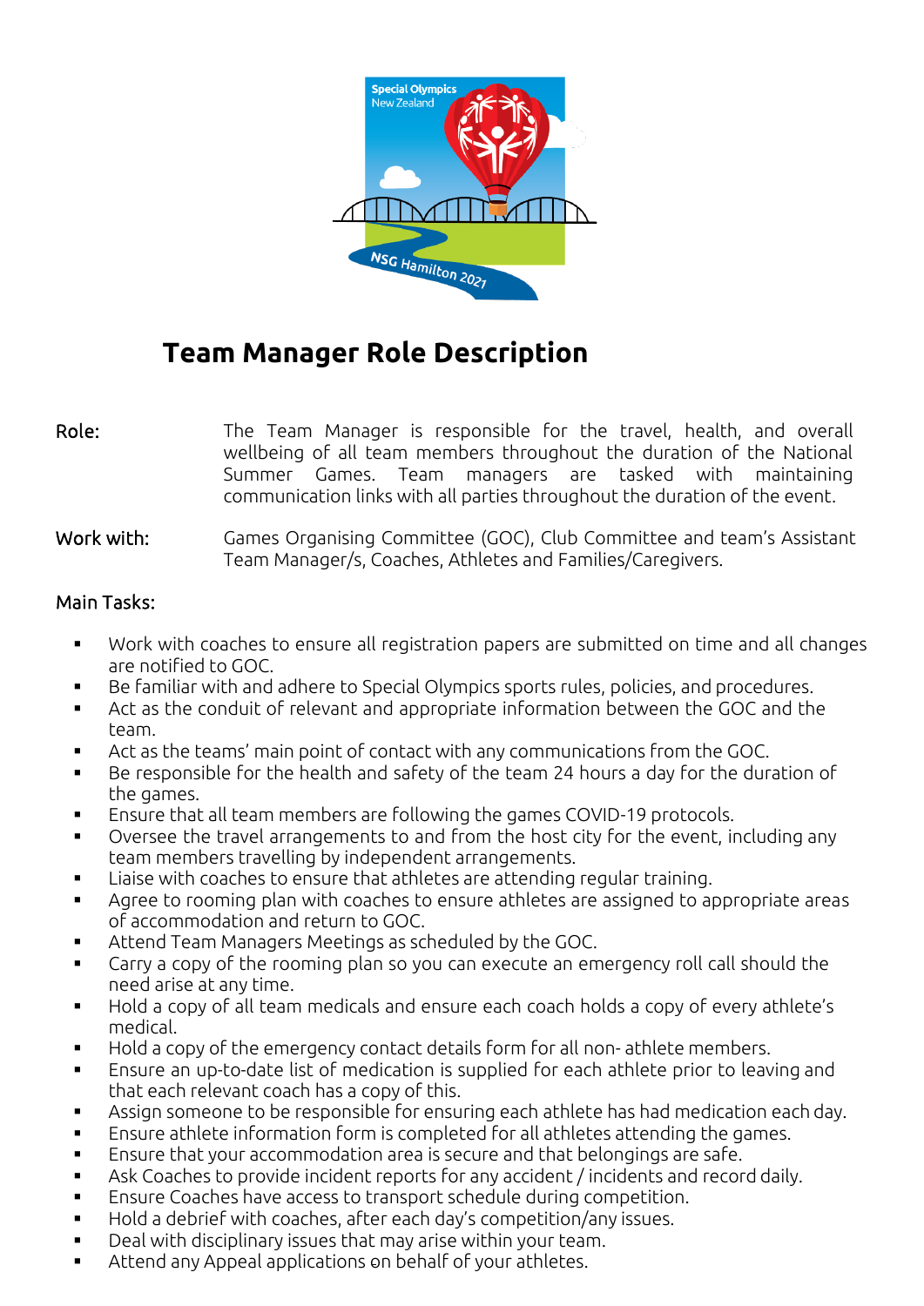# Team Manager Role Description

**Role:** The Team Manager is responsible for the travel, health, and overall wellbeing of all team members throughout the duration of the National Summer Games. Team managers are tasked with maintaining communication links with all parties throughout the duration of the event.

**Work with:** Games Organising Committee (GOC), Club Committee and team's Assistant Team Manager/s, Coaches, Athletes and Families/Caregivers.

## Main Tasks:

- Work with coaches to ensure all registration papers are submitted on time and all changes are notified to GOC.
- Be familiar with and adhere to Special Olympics sports rules, policies, and procedures.
- Act as the conduit of relevant and appropriate information between the GOC and the team.
- Act as the teams' main point of contact with any communications from the GOC.
- Be responsible for the health and safety of the team 24 hours a day for the duration of the games.
- Ensure that all team members are following the games COVID-19 protocols.
- Oversee the travel arrangements to and from the host city for the event, including any team members travelling by independent arrangements.
- Liaise with coaches to ensure that athletes are attending regular training.
- Agree to rooming plan with coaches to ensure athletes are assigned to appropriate areas of accommodation and return to GOC.
- Attend Team Managers Meetings as scheduled by the GOC.
- Carry a copy of the rooming plan so you can execute an emergency roll call should the need arise at any time.
- Hold a copy of all team medicals and ensure each coach holds a copy of every athlete's medical.
- Hold a copy of the emergency contact details form for all non- athlete members.
- Ensure an up-to-date list of medication is supplied for each athlete prior to leaving and that each relevant coach has a copy of this.
- Assign someone to be responsible for ensuring each athlete has had medication each day.
- Ensure athlete information form is completed for all athletes attending the games.
- Ensure that your accommodation area is secure and that belongings are safe.
- Ask Coaches to provide incident reports for any accident / incidents and record daily.
- Ensure Coaches have access to transport schedule during competition.
- Hold a debrief with coaches, after each day's competition/any issues.
- Deal with disciplinary issues that may arise within your team.
- Attend any Appeal applications on behalf of your athletes.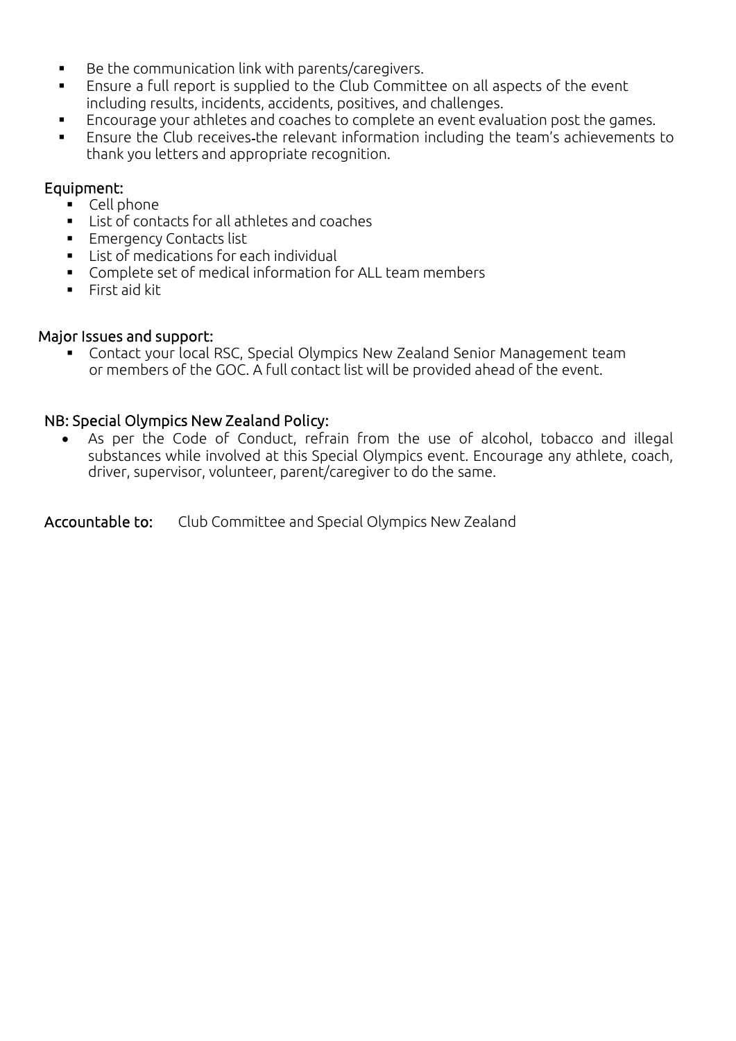- Be the communication link with parents/caregivers.
- Ensure a full report is supplied to the Club Committee on all aspects of the event including results, incidents, accidents, positives, and challenges.
- Encourage your athletes and coaches to complete an event evaluation post the games.
- Ensure the Club receives the relevant information including the team's achievements to thank you letters and appropriate recognition.

## Equipment:

- Cell phone
- List of contacts for all athletes and coaches
- Emergency Contacts list
- List of medications for each individual
- Complete set of medical information for ALL team members
- First aid kit

## Major Issues and support:

- Contact your local RSC, Special Olympics New Zealand Senior Management team or members of the GOC. A full contact list will be provided ahead of the event.

## NB: Special Olympics New Zealand Policy:

- As per the Code of Conduct, refrain from the use of alcohol, tobacco and illegal substances while involved at this Special Olympics event. Encourage any athlete, coach, driver, supervisor, volunteer, parent/caregiver to do the same.

**Accountable to:** Club Committee and Special Olympics New Zealand